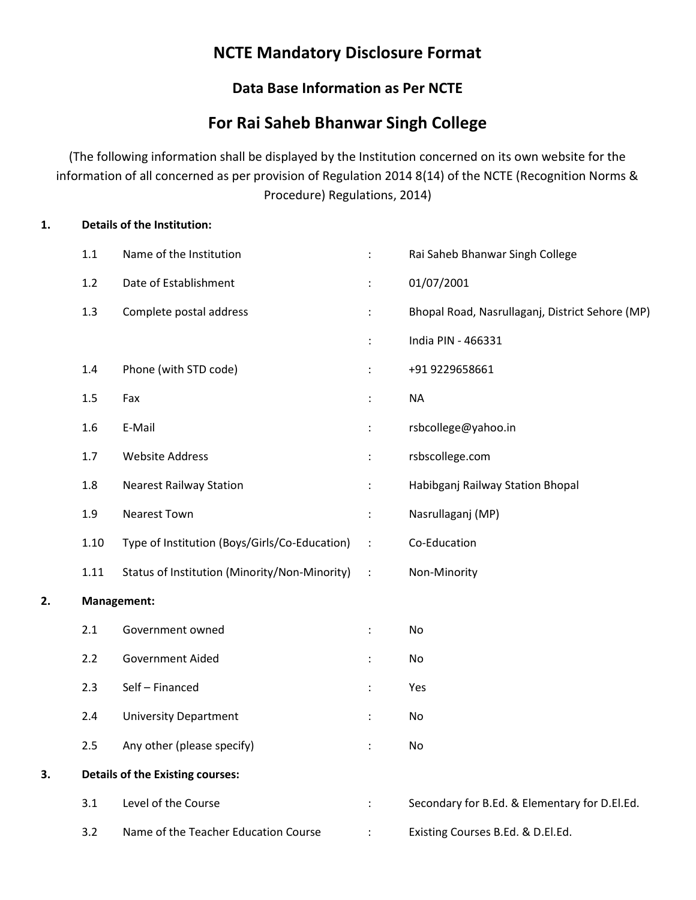# NCTE Mandatory Disclosure Format

## Data Base Information as Per NCTE

## For Rai Saheb Bhanwar Singh College

(The following information shall be displayed by the Institution concerned on its own website for the information of all concerned as per provision of Regulation 2014 8(14) of the NCTE (Recognition Norms & Procedure) Regulations, 2014)

**1. Details of the Institution:**

| | | | |
|---|---|---|---|
| 1.1 | Name of the Institution | : | Rai Saheb Bhanwar Singh College |
| 1.2 | Date of Establishment | : | 01/07/2001 |
| 1.3 | Complete postal address | : | Bhopal Road, Nasrullaganj, District Sehore (MP) |
| | | : | India PIN - 466331 |
| 1.4 | Phone (with STD code) | : | +91 9229658661 |
| 1.5 | Fax | : | NA |
| 1.6 | E-Mail | : | rsbcollege@yahoo.in |
| 1.7 | Website Address | : | rsbscollege.com |
| 1.8 | Nearest Railway Station | : | Habibganj Railway Station Bhopal |
| 1.9 | Nearest Town | : | Nasrullaganj (MP) |
| 1.10 | Type of Institution (Boys/Girls/Co-Education) | : | Co-Education |
| 1.11 | Status of Institution (Minority/Non-Minority) | : | Non-Minority |

**2. Management:**

| | | | |
|---|---|---|---|
| 2.1 | Government owned | : | No |
| 2.2 | Government Aided | : | No |
| 2.3 | Self – Financed | : | Yes |
| 2.4 | University Department | : | No |
| 2.5 | Any other (please specify) | : | No |

**3. Details of the Existing courses:**

| | | | |
|---|---|---|---|
| 3.1 | Level of the Course | : | Secondary for B.Ed. & Elementary for D.El.Ed. |
| 3.2 | Name of the Teacher Education Course | : | Existing Courses B.Ed. & D.El.Ed. |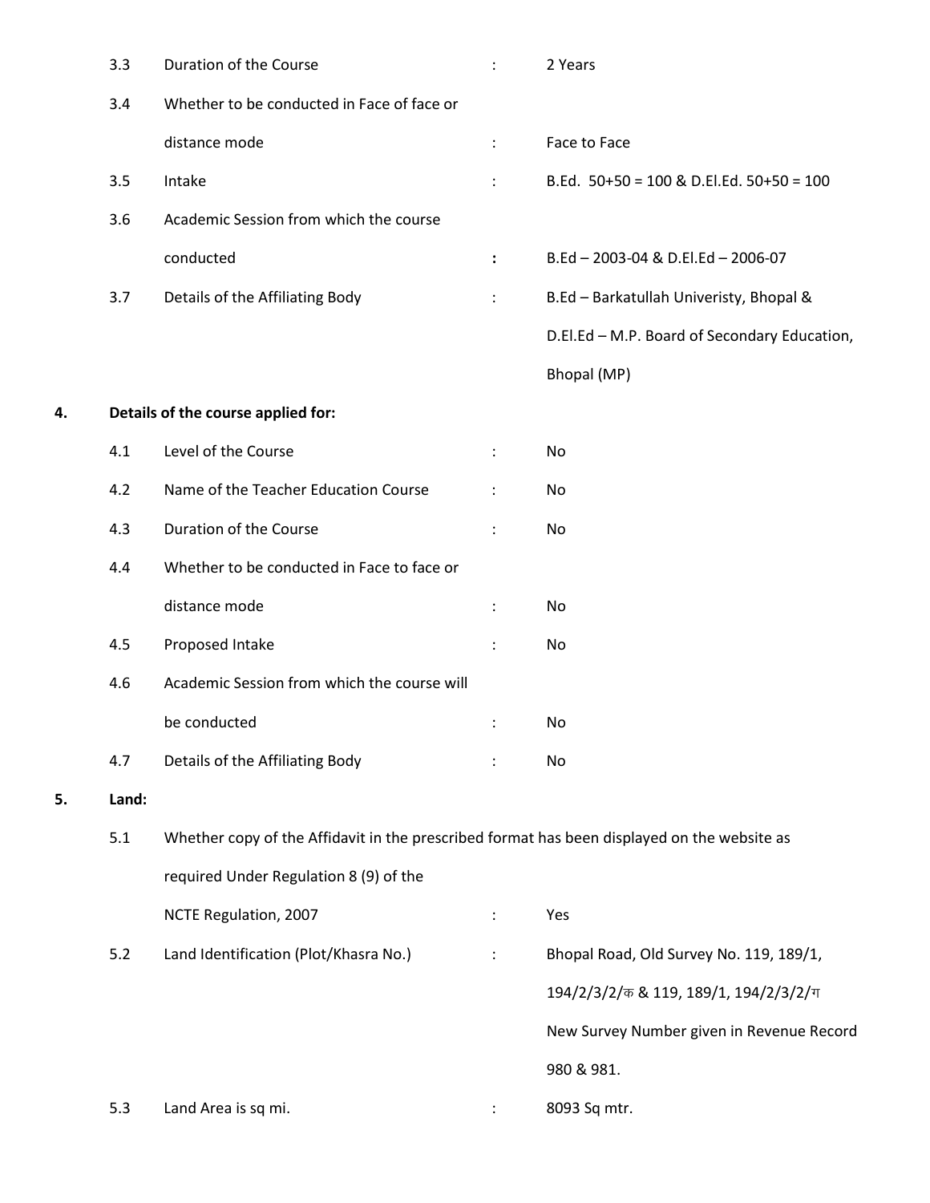| | | | |
|---|---|---|---|
| 3.3 | Duration of the Course | : | 2 Years |
| 3.4 | Whether to be conducted in Face of face or distance mode | : | Face to Face |
| 3.5 | Intake | : | B.Ed. 50+50 = 100 & D.El.Ed. 50+50 = 100 |
| 3.6 | Academic Session from which the course conducted | : | B.Ed – 2003-04 & D.El.Ed – 2006-07 |
| 3.7 | Details of the Affiliating Body | : | B.Ed – Barkatullah Univeristy, Bhopal & D.El.Ed – M.P. Board of Secondary Education, Bhopal (MP) |

**4. Details of the course applied for:**

| | | | |
|---|---|---|---|
| 4.1 | Level of the Course | : | No |
| 4.2 | Name of the Teacher Education Course | : | No |
| 4.3 | Duration of the Course | : | No |
| 4.4 | Whether to be conducted in Face to face or distance mode | : | No |
| 4.5 | Proposed Intake | : | No |
| 4.6 | Academic Session from which the course will be conducted | : | No |
| 4.7 | Details of the Affiliating Body | : | No |

**5. Land:**

| | | | |
|---|---|---|---|
| 5.1 | Whether copy of the Affidavit in the prescribed format has been displayed on the website as required Under Regulation 8 (9) of the NCTE Regulation, 2007 | : | Yes |
| 5.2 | Land Identification (Plot/Khasra No.) | : | Bhopal Road, Old Survey No. 119, 189/1, 194/2/3/2/क & 119, 189/1, 194/2/3/2/ग New Survey Number given in Revenue Record 980 & 981. |
| 5.3 | Land Area is sq mi. | : | 8093 Sq mtr. |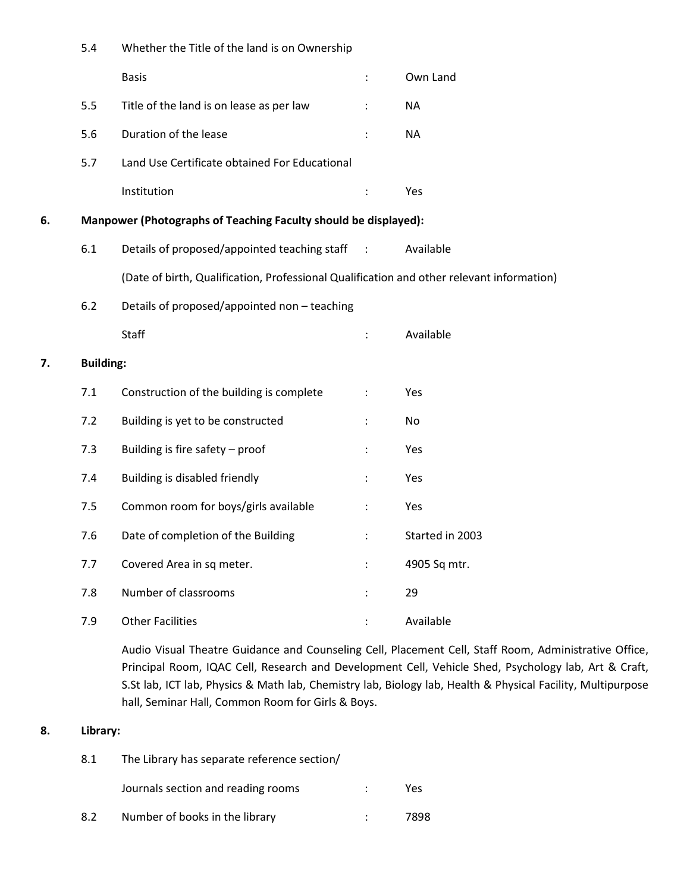| | | | |
|---|---|---|---|
| 5.4 | Whether the Title of the land is on Ownership Basis | : | Own Land |
| 5.5 | Title of the land is on lease as per law | : | NA |
| 5.6 | Duration of the lease | : | NA |
| 5.7 | Land Use Certificate obtained For Educational Institution | : | Yes |

**6. Manpower (Photographs of Teaching Faculty should be displayed):**

| | | | |
|---|---|---|---|
| 6.1 | Details of proposed/appointed teaching staff (Date of birth, Qualification, Professional Qualification and other relevant information) | : | Available |
| 6.2 | Details of proposed/appointed non – teaching Staff | : | Available |

**7. Building:**

| | | | |
|---|---|---|---|
| 7.1 | Construction of the building is complete | : | Yes |
| 7.2 | Building is yet to be constructed | : | No |
| 7.3 | Building is fire safety – proof | : | Yes |
| 7.4 | Building is disabled friendly | : | Yes |
| 7.5 | Common room for boys/girls available | : | Yes |
| 7.6 | Date of completion of the Building | : | Started in 2003 |
| 7.7 | Covered Area in sq meter. | : | 4905 Sq mtr. |
| 7.8 | Number of classrooms | : | 29 |
| 7.9 | Other Facilities | : | Available |

Audio Visual Theatre Guidance and Counseling Cell, Placement Cell, Staff Room, Administrative Office, Principal Room, IQAC Cell, Research and Development Cell, Vehicle Shed, Psychology lab, Art & Craft, S.St lab, ICT lab, Physics & Math lab, Chemistry lab, Biology lab, Health & Physical Facility, Multipurpose hall, Seminar Hall, Common Room for Girls & Boys.

**8. Library:**

| | | | |
|---|---|---|---|
| 8.1 | The Library has separate reference section/ Journals section and reading rooms | : | Yes |
| 8.2 | Number of books in the library | : | 7898 |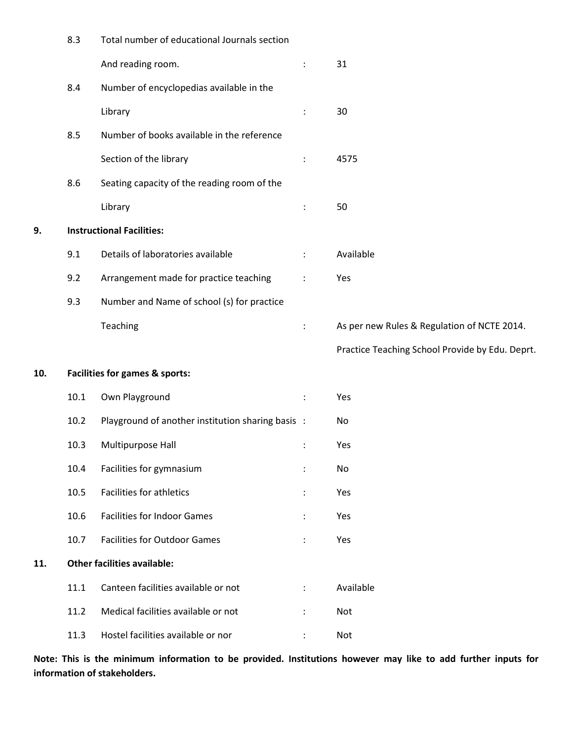| | | | |
|---|---|---|---|
| 8.3 | Total number of educational Journals section And reading room. | : | 31 |
| 8.4 | Number of encyclopedias available in the Library | : | 30 |
| 8.5 | Number of books available in the reference Section of the library | : | 4575 |
| 8.6 | Seating capacity of the reading room of the Library | : | 50 |

**9. Instructional Facilities:**

| | | | |
|---|---|---|---|
| 9.1 | Details of laboratories available | : | Available |
| 9.2 | Arrangement made for practice teaching | : | Yes |
| 9.3 | Number and Name of school (s) for practice Teaching | : | As per new Rules & Regulation of NCTE 2014. Practice Teaching School Provide by Edu. Deprt. |

**10. Facilities for games & sports:**

| | | | |
|---|---|---|---|
| 10.1 | Own Playground | : | Yes |
| 10.2 | Playground of another institution sharing basis | : | No |
| 10.3 | Multipurpose Hall | : | Yes |
| 10.4 | Facilities for gymnasium | : | No |
| 10.5 | Facilities for athletics | : | Yes |
| 10.6 | Facilities for Indoor Games | : | Yes |
| 10.7 | Facilities for Outdoor Games | : | Yes |

**11. Other facilities available:**

| | | | |
|---|---|---|---|
| 11.1 | Canteen facilities available or not | : | Available |
| 11.2 | Medical facilities available or not | : | Not |
| 11.3 | Hostel facilities available or nor | : | Not |

**Note: This is the minimum information to be provided. Institutions however may like to add further inputs for information of stakeholders.**